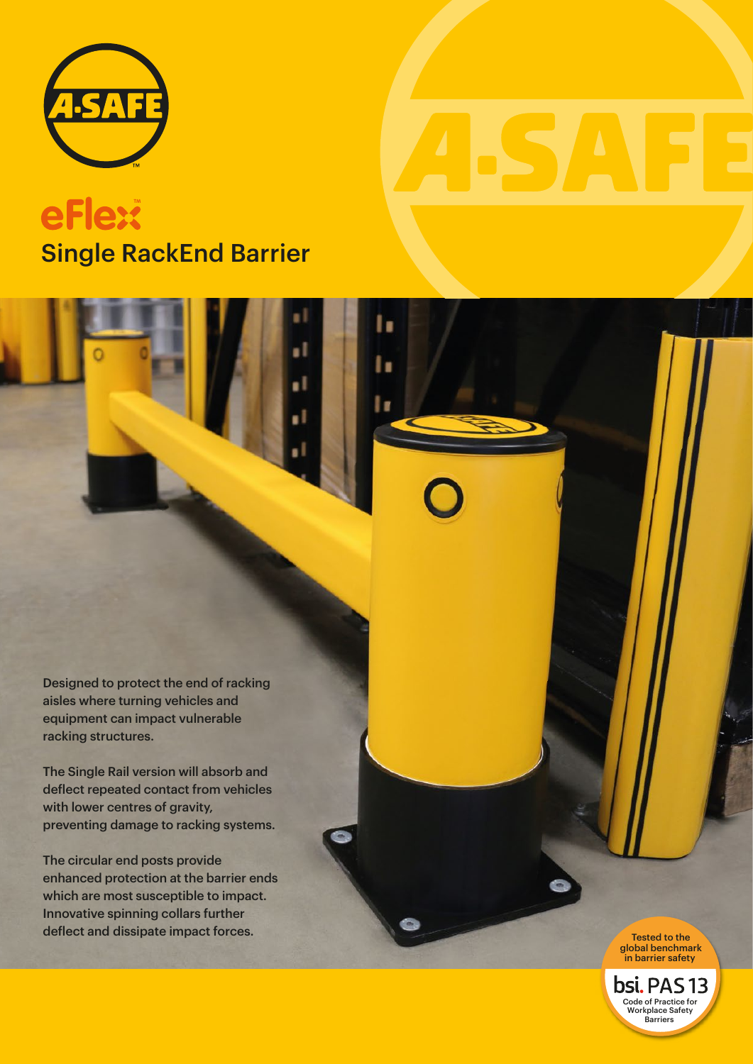# eFlex™

## Single RackEnd Barrier

Designed to protect the end of racking aisles where turning vehicles and equipment can impact vulnerable racking structures.

The Single Rail version will absorb and deflect repeated contact from vehicles with lower centres of gravity, preventing damage to racking systems.

The circular end posts provide enhanced protection at the barrier ends which are most susceptible to impact. Innovative spinning collars further deflect and dissipate impact forces.

Tested to the global benchmark in barrier safety

bsi. PAS 13

Code of Practice for Workplace Safety Barriers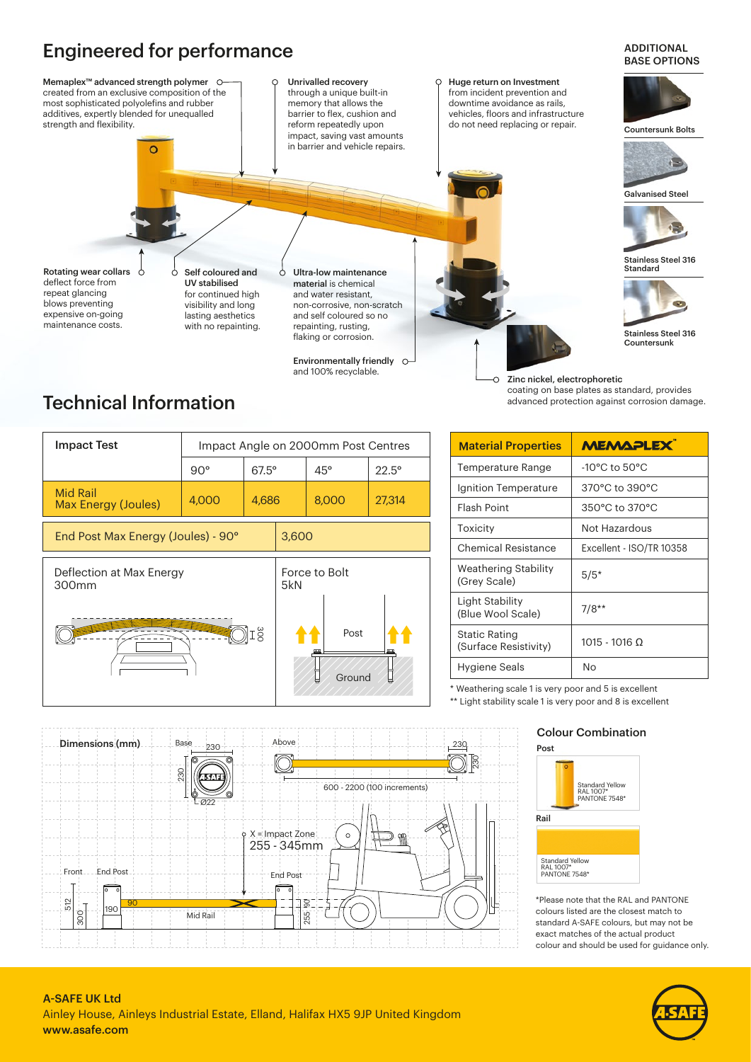# Engineered for performance

**Memaplex™ advanced strength polymer** created from an exclusive composition of the most sophisticated polyolefins and rubber additives, expertly blended for unequalled strength and flexibility.

**Unrivalled recovery** through a unique built-in memory that allows the barrier to flex, cushion and reform repeatedly upon impact, saving vast amounts in barrier and vehicle repairs.

**Huge return on Investment** from incident prevention and downtime avoidance as rails, vehicles, floors and infrastructure do not need replacing or repair.

**Rotating wear collars** deflect force from repeat glancing blows preventing expensive on-going maintenance costs.

**Self coloured and UV stabilised** for continued high visibility and long lasting aesthetics with no repainting.

**Ultra-low maintenance material** is chemical and water resistant, non-corrosive, non-scratch and self coloured so no repainting, rusting, flaking or corrosion.

**Environmentally friendly** and 100% recyclable.

**Zinc nickel, electrophoretic** coating on base plates as standard, provides advanced protection against corrosion damage.

### ADDITIONAL BASE OPTIONS

- Countersunk Bolts
- Galvanised Steel
- Stainless Steel 316 Standard
- Stainless Steel 316 Countersunk

# Technical Information

| Impact Test | Impact Angle on 2000mm Post Centres | | | |
|---|---|---|---|---|
| | 90° | 67.5° | 45° | 22.5° |
| Mid Rail Max Energy (Joules) | 4,000 | 4,686 | 8,000 | 27,314 |

| | |
|---|---|
| End Post Max Energy (Joules) - 90° | 3,600 |
| Deflection at Max Energy 300mm | Force to Bolt 5kN |

300

Post

Ground

| Material Properties | MEMAPLEX™ |
|---|---|
| Temperature Range | -10°C to 50°C |
| Ignition Temperature | 370°C to 390°C |
| Flash Point | 350°C to 370°C |
| Toxicity | Not Hazardous |
| Chemical Resistance | Excellent - ISO/TR 10358 |
| Weathering Stability (Grey Scale) | 5/5* |
| Light Stability (Blue Wool Scale) | 7/8** |
| Static Rating (Surface Resistivity) | 1015 - 1016 Ω |
| Hygiene Seals | No |

\* Weathering scale 1 is very poor and 5 is excellent
\** Light stability scale 1 is very poor and 8 is excellent

### Dimensions (mm)

Base 230
230
Ø22
Above
230
230
600 - 2200 (100 increments)
X = Impact Zone 255 - 345mm
Front
End Post
End Post
Mid Rail
512
300
190
90
255
90

### Colour Combination

**Post**

Standard Yellow RAL 1007* PANTONE 7548*

**Rail**

Standard Yellow RAL 1007* PANTONE 7548*

*Please note that the RAL and PANTONE colours listed are the closest match to standard A-SAFE colours, but may not be exact matches of the actual product colour and should be used for guidance only.

**A-SAFE UK Ltd**
Ainley House, Ainleys Industrial Estate, Elland, Halifax HX5 9JP United Kingdom
**www.asafe.com**